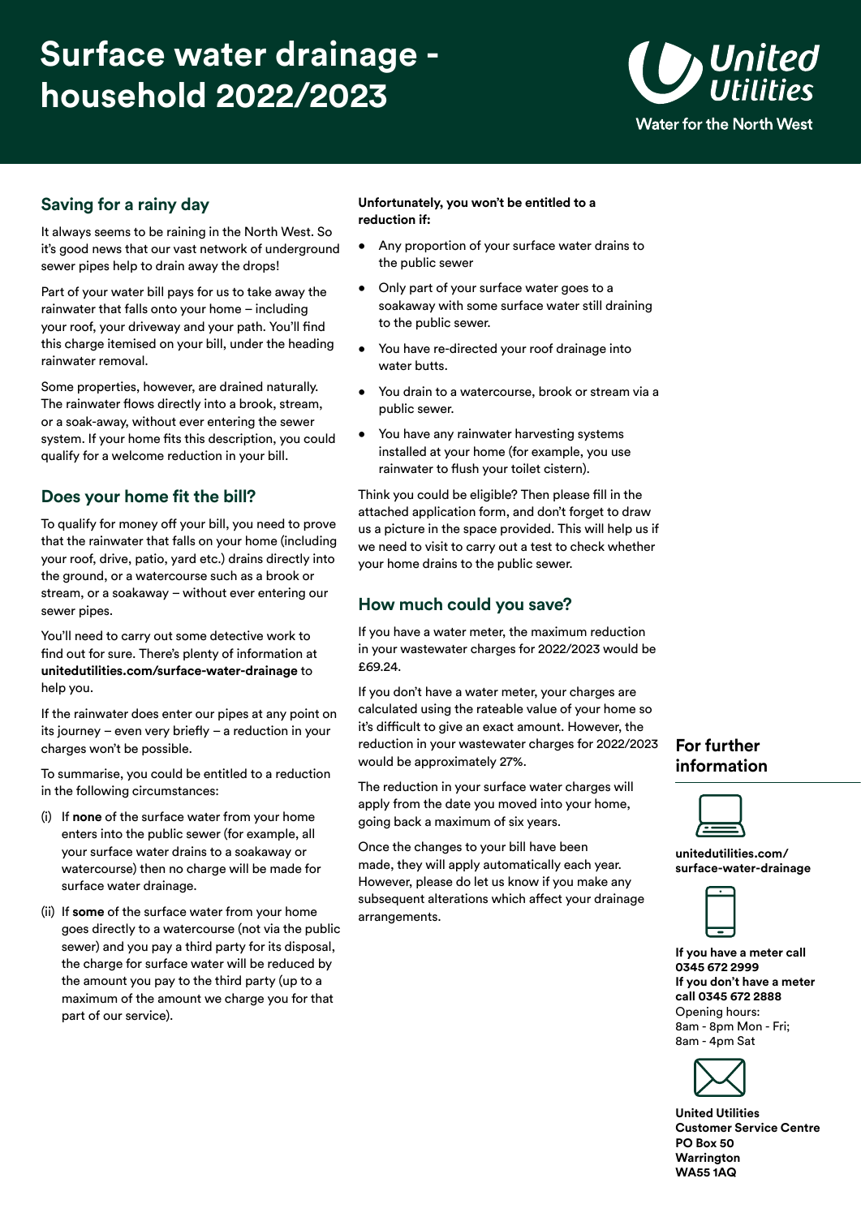# Surface water drainage - household 2022/2023

United Utilities
Water for the North West

## Saving for a rainy day

It always seems to be raining in the North West. So it's good news that our vast network of underground sewer pipes help to drain away the drops!

Part of your water bill pays for us to take away the rainwater that falls onto your home – including your roof, your driveway and your path. You'll find this charge itemised on your bill, under the heading rainwater removal.

Some properties, however, are drained naturally. The rainwater flows directly into a brook, stream, or a soak-away, without ever entering the sewer system. If your home fits this description, you could qualify for a welcome reduction in your bill.

## Does your home fit the bill?

To qualify for money off your bill, you need to prove that the rainwater that falls on your home (including your roof, drive, patio, yard etc.) drains directly into the ground, or a watercourse such as a brook or stream, or a soakaway – without ever entering our sewer pipes.

You'll need to carry out some detective work to find out for sure. There's plenty of information at **unitedutilities.com/surface-water-drainage** to help you.

If the rainwater does enter our pipes at any point on its journey – even very briefly – a reduction in your charges won't be possible.

To summarise, you could be entitled to a reduction in the following circumstances:

(i) If **none** of the surface water from your home enters into the public sewer (for example, all your surface water drains to a soakaway or watercourse) then no charge will be made for surface water drainage.

(ii) If **some** of the surface water from your home goes directly to a watercourse (not via the public sewer) and you pay a third party for its disposal, the charge for surface water will be reduced by the amount you pay to the third party (up to a maximum of the amount we charge you for that part of our service).

**Unfortunately, you won't be entitled to a reduction if:**

- Any proportion of your surface water drains to the public sewer
- Only part of your surface water goes to a soakaway with some surface water still draining to the public sewer.
- You have re-directed your roof drainage into water butts.
- You drain to a watercourse, brook or stream via a public sewer.
- You have any rainwater harvesting systems installed at your home (for example, you use rainwater to flush your toilet cistern).

Think you could be eligible? Then please fill in the attached application form, and don't forget to draw us a picture in the space provided. This will help us if we need to visit to carry out a test to check whether your home drains to the public sewer.

## How much could you save?

If you have a water meter, the maximum reduction in your wastewater charges for 2022/2023 would be £69.24.

If you don't have a water meter, your charges are calculated using the rateable value of your home so it's difficult to give an exact amount. However, the reduction in your wastewater charges for 2022/2023 would be approximately 27%.

The reduction in your surface water charges will apply from the date you moved into your home, going back a maximum of six years.

Once the changes to your bill have been made, they will apply automatically each year. However, please do let us know if you make any subsequent alterations which affect your drainage arrangements.

## For further information

**unitedutilities.com/surface-water-drainage**

**If you have a meter call 0345 672 2999**
**If you don't have a meter call 0345 672 2888**
Opening hours:
8am - 8pm Mon - Fri;
8am - 4pm Sat

**United Utilities**
**Customer Service Centre**
**PO Box 50**
**Warrington**
**WA55 1AQ**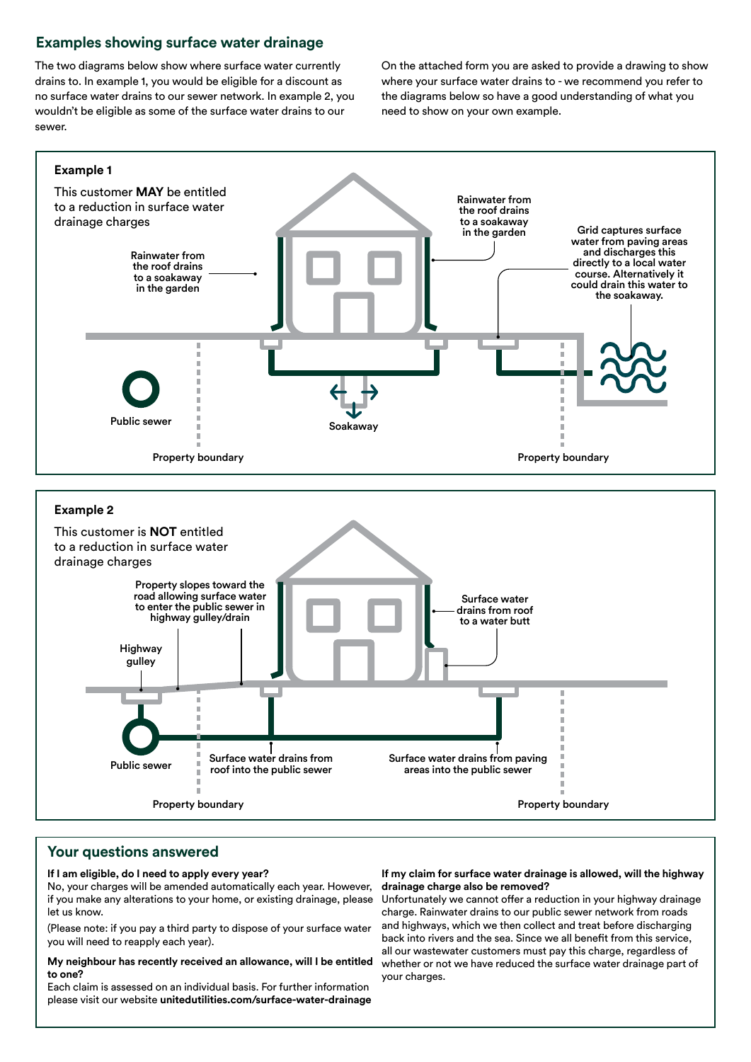## Examples showing surface water drainage

The two diagrams below show where surface water currently drains to. In example 1, you would be eligible for a discount as no surface water drains to our sewer network. In example 2, you wouldn't be eligible as some of the surface water drains to our sewer.

On the attached form you are asked to provide a drawing to show where your surface water drains to - we recommend you refer to the diagrams below so have a good understanding of what you need to show on your own example.

### Example 1

This customer **MAY** be entitled to a reduction in surface water drainage charges

Rainwater from the roof drains to a soakaway in the garden

Rainwater from the roof drains to a soakaway in the garden

Grid captures surface water from paving areas and discharges this directly to a local water course. Alternatively it could drain this water to the soakaway.

Public sewer

Soakaway

Property boundary

Property boundary

### Example 2

This customer is **NOT** entitled to a reduction in surface water drainage charges

Property slopes toward the road allowing surface water to enter the public sewer in highway gulley/drain

Surface water drains from roof to a water butt

Highway gulley

Public sewer

Surface water drains from roof into the public sewer

Surface water drains from paving areas into the public sewer

Property boundary

Property boundary

## Your questions answered

**If I am eligible, do I need to apply every year?**

No, your charges will be amended automatically each year. However, if you make any alterations to your home, or existing drainage, please let us know.

(Please note: if you pay a third party to dispose of your surface water you will need to reapply each year).

**My neighbour has recently received an allowance, will I be entitled to one?**

Each claim is assessed on an individual basis. For further information please visit our website **unitedutilities.com/surface-water-drainage**

**If my claim for surface water drainage is allowed, will the highway drainage charge also be removed?**

Unfortunately we cannot offer a reduction in your highway drainage charge. Rainwater drains to our public sewer network from roads and highways, which we then collect and treat before discharging back into rivers and the sea. Since we all benefit from this service, all our wastewater customers must pay this charge, regardless of whether or not we have reduced the surface water drainage part of your charges.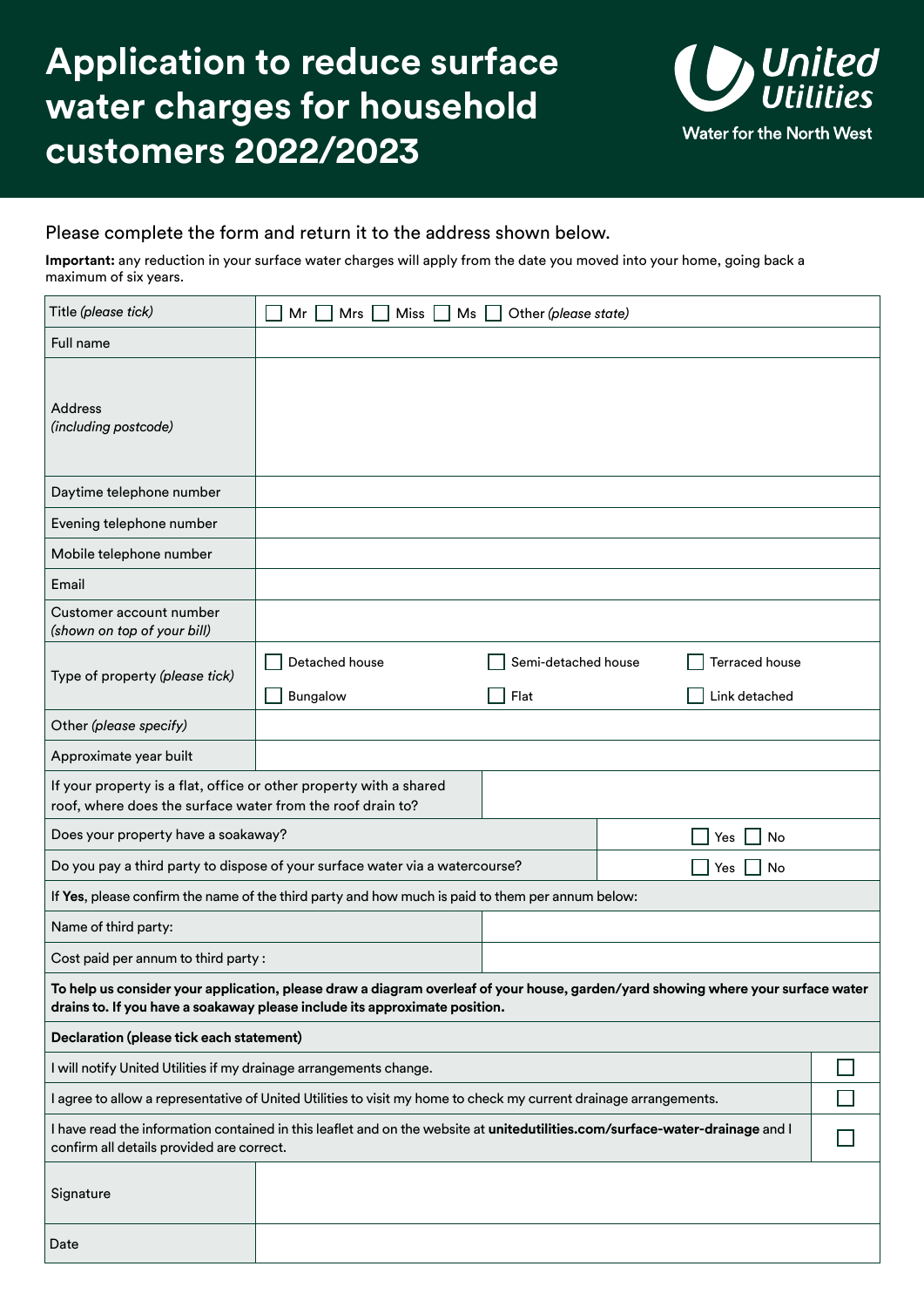# Application to reduce surface water charges for household customers 2022/2023

United Utilities
Water for the North West

Please complete the form and return it to the address shown below.

**Important:** any reduction in your surface water charges will apply from the date you moved into your home, going back a maximum of six years.

| | | | |
|---|---|---|---|
| Title *(please tick)* | ☐ Mr ☐ Mrs ☐ Miss ☐ Ms ☐ Other *(please state)* | | |
| Full name | | | |
| Address *(including postcode)* | | | |
| Daytime telephone number | | | |
| Evening telephone number | | | |
| Mobile telephone number | | | |
| Email | | | |
| Customer account number *(shown on top of your bill)* | | | |
| Type of property *(please tick)* | ☐ Detached house<br>☐ Bungalow | ☐ Semi-detached house<br>☐ Flat | ☐ Terraced house<br>☐ Link detached |
| Other *(please specify)* | | | |
| Approximate year built | | | |

| | |
|---|---|
| If your property is a flat, office or other property with a shared roof, where does the surface water from the roof drain to? | |
| Does your property have a soakaway? | ☐ Yes ☐ No |
| Do you pay a third party to dispose of your surface water via a watercourse? | ☐ Yes ☐ No |

If **Yes**, please confirm the name of the third party and how much is paid to them per annum below:

| | |
|---|---|
| Name of third party: | |
| Cost paid per annum to third party : | |

**To help us consider your application, please draw a diagram overleaf of your house, garden/yard showing where your surface water drains to. If you have a soakaway please include its approximate position.**

**Declaration (please tick each statement)**

| | |
|---|---|
| I will notify United Utilities if my drainage arrangements change. | ☐ |
| I agree to allow a representative of United Utilities to visit my home to check my current drainage arrangements. | ☐ |
| I have read the information contained in this leaflet and on the website at **unitedutilities.com/surface-water-drainage** and I confirm all details provided are correct. | ☐ |

| | |
|---|---|
| Signature | |
| Date | |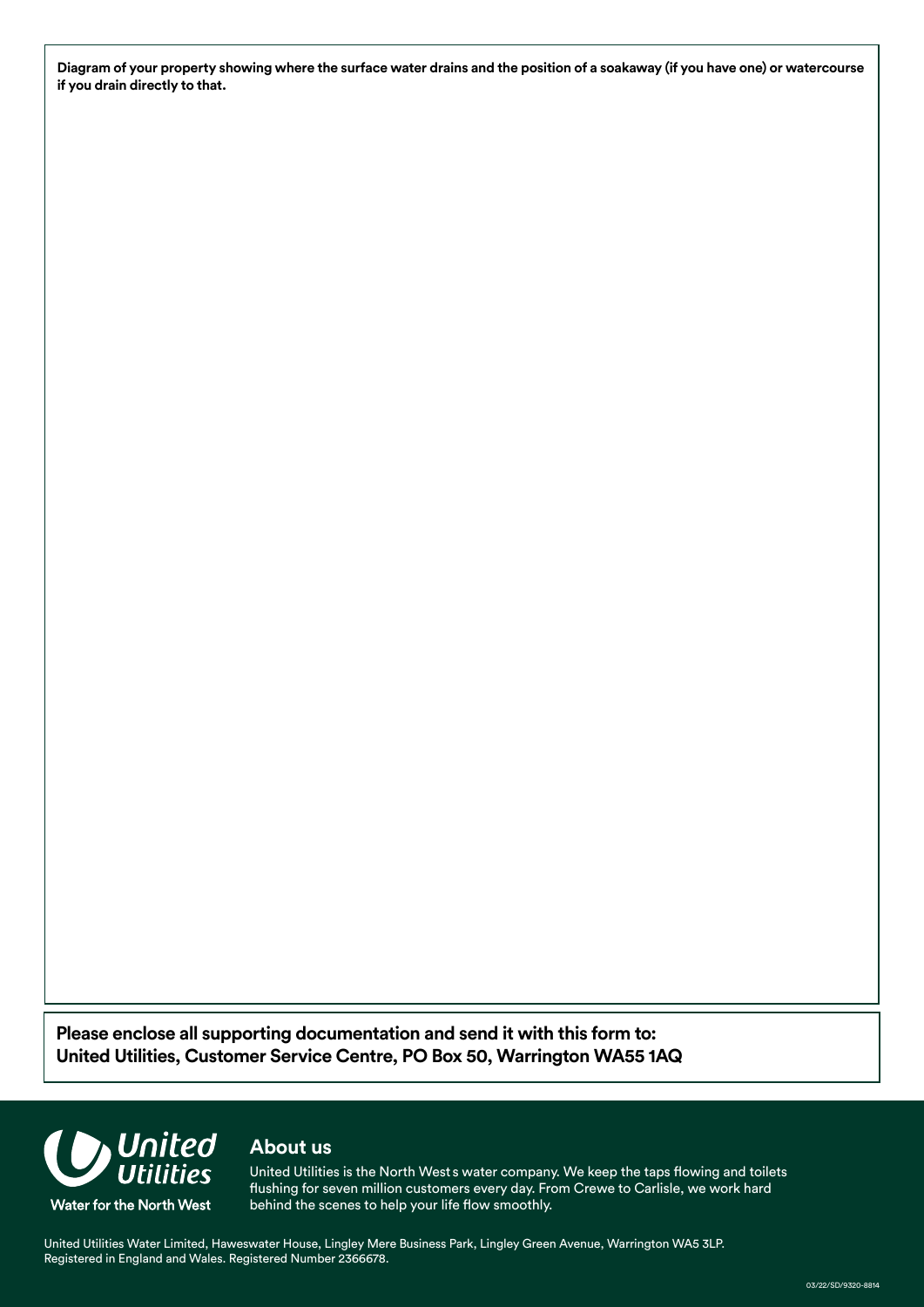**Diagram of your property showing where the surface water drains and the position of a soakaway (if you have one) or watercourse if you drain directly to that.**

**Please enclose all supporting documentation and send it with this form to:**
**United Utilities, Customer Service Centre, PO Box 50, Warrington WA55 1AQ**

United Utilities

Water for the North West

## About us

United Utilities is the North West s water company. We keep the taps flowing and toilets flushing for seven million customers every day. From Crewe to Carlisle, we work hard behind the scenes to help your life flow smoothly.

United Utilities Water Limited, Haweswater House, Lingley Mere Business Park, Lingley Green Avenue, Warrington WA5 3LP.
Registered in England and Wales. Registered Number 2366678.

03/22/SD/9320-8814